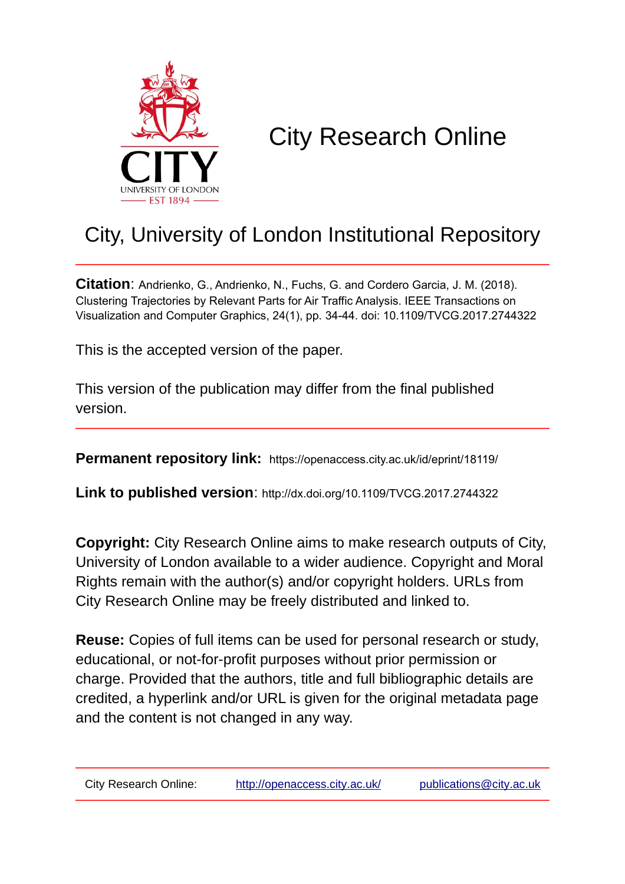# City Research Online

## City, University of London Institutional Repository

**Citation**: Andrienko, G., Andrienko, N., Fuchs, G. and Cordero Garcia, J. M. (2018). Clustering Trajectories by Relevant Parts for Air Traffic Analysis. IEEE Transactions on Visualization and Computer Graphics, 24(1), pp. 34-44. doi: 10.1109/TVCG.2017.2744322

This is the accepted version of the paper.

This version of the publication may differ from the final published version.

**Permanent repository link:** https://openaccess.city.ac.uk/id/eprint/18119/

**Link to published version**: http://dx.doi.org/10.1109/TVCG.2017.2744322

**Copyright:** City Research Online aims to make research outputs of City, University of London available to a wider audience. Copyright and Moral Rights remain with the author(s) and/or copyright holders. URLs from City Research Online may be freely distributed and linked to.

**Reuse:** Copies of full items can be used for personal research or study, educational, or not-for-profit purposes without prior permission or charge. Provided that the authors, title and full bibliographic details are credited, a hyperlink and/or URL is given for the original metadata page and the content is not changed in any way.

City Research Online: http://openaccess.city.ac.uk/ publications@city.ac.uk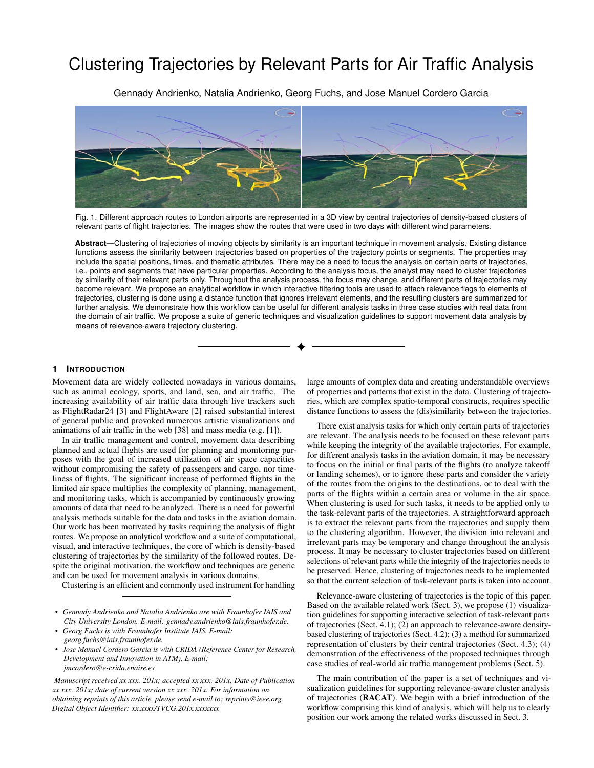# Clustering Trajectories by Relevant Parts for Air Traffic Analysis

Gennady Andrienko, Natalia Andrienko, Georg Fuchs, and Jose Manuel Cordero Garcia

Fig. 1. Different approach routes to London airports are represented in a 3D view by central trajectories of density-based clusters of relevant parts of flight trajectories. The images show the routes that were used in two days with different wind parameters.

**Abstract**—Clustering of trajectories of moving objects by similarity is an important technique in movement analysis. Existing distance functions assess the similarity between trajectories based on properties of the trajectory points or segments. The properties may include the spatial positions, times, and thematic attributes. There may be a need to focus the analysis on certain parts of trajectories, i.e., points and segments that have particular properties. According to the analysis focus, the analyst may need to cluster trajectories by similarity of their relevant parts only. Throughout the analysis process, the focus may change, and different parts of trajectories may become relevant. We propose an analytical workflow in which interactive filtering tools are used to attach relevance flags to elements of trajectories, clustering is done using a distance function that ignores irrelevant elements, and the resulting clusters are summarized for further analysis. We demonstrate how this workflow can be useful for different analysis tasks in three case studies with real data from the domain of air traffic. We propose a suite of generic techniques and visualization guidelines to support movement data analysis by means of relevance-aware trajectory clustering.

## 1 Introduction

Movement data are widely collected nowadays in various domains, such as animal ecology, sports, and land, sea, and air traffic. The increasing availability of air traffic data through live trackers such as FlightRadar24 [3] and FlightAware [2] raised substantial interest of general public and provoked numerous artistic visualizations and animations of air traffic in the web [38] and mass media (e.g. [1]).

In air traffic management and control, movement data describing planned and actual flights are used for planning and monitoring purposes with the goal of increased utilization of air space capacities without compromising the safety of passengers and cargo, nor timeliness of flights. The significant increase of performed flights in the limited air space multiplies the complexity of planning, management, and monitoring tasks, which is accompanied by continuously growing amounts of data that need to be analyzed. There is a need for powerful analysis methods suitable for the data and tasks in the aviation domain. Our work has been motivated by tasks requiring the analysis of flight routes. We propose an analytical workflow and a suite of computational, visual, and interactive techniques, the core of which is density-based clustering of trajectories by the similarity of the followed routes. Despite the original motivation, the workflow and techniques are generic and can be used for movement analysis in various domains.

Clustering is an efficient and commonly used instrument for handling large amounts of complex data and creating understandable overviews of properties and patterns that exist in the data. Clustering of trajectories, which are complex spatio-temporal constructs, requires specific distance functions to assess the (dis)similarity between the trajectories.

There exist analysis tasks for which only certain parts of trajectories are relevant. The analysis needs to be focused on these relevant parts while keeping the integrity of the available trajectories. For example, for different analysis tasks in the aviation domain, it may be necessary to focus on the initial or final parts of the flights (to analyze takeoff or landing schemes), or to ignore these parts and consider the variety of the routes from the origins to the destinations, or to deal with the parts of the flights within a certain area or volume in the air space. When clustering is used for such tasks, it needs to be applied only to the task-relevant parts of the trajectories. A straightforward approach is to extract the relevant parts from the trajectories and supply them to the clustering algorithm. However, the division into relevant and irrelevant parts may be temporary and change throughout the analysis process. It may be necessary to cluster trajectories based on different selections of relevant parts while the integrity of the trajectories needs to be preserved. Hence, clustering of trajectories needs to be implemented so that the current selection of task-relevant parts is taken into account.

Relevance-aware clustering of trajectories is the topic of this paper. Based on the available related work (Sect. 3), we propose (1) visualization guidelines for supporting interactive selection of task-relevant parts of trajectories (Sect. 4.1); (2) an approach to relevance-aware density-based clustering of trajectories (Sect. 4.2); (3) a method for summarized representation of clusters by their central trajectories (Sect. 4.3); (4) demonstration of the effectiveness of the proposed techniques through case studies of real-world air traffic management problems (Sect. 5).

The main contribution of the paper is a set of techniques and visualization guidelines for supporting relevance-aware cluster analysis of trajectories (**RACAT**). We begin with a brief introduction of the workflow comprising this kind of analysis, which will help us to clearly position our work among the related works discussed in Sect. 3.

---

- *Gennady Andrienko and Natalia Andrienko are with Fraunhofer IAIS and City University London. E-mail: gennady.andrienko@iais.fraunhofer.de.*
- *Georg Fuchs is with Fraunhofer Institute IAIS. E-mail: georg.fuchs@iais.fraunhofer.de.*
- *Jose Manuel Cordero Garcia is with CRIDA (Reference Center for Research, Development and Innovation in ATM). E-mail: jmcordero@e-crida.enaire.es*

*Manuscript received xx xxx. 201x; accepted xx xxx. 201x. Date of Publication xx xxx. 201x; date of current version xx xxx. 201x. For information on obtaining reprints of this article, please send e-mail to: reprints@ieee.org. Digital Object Identifier: xx.xxxx/TVCG.201x.xxxxxxx*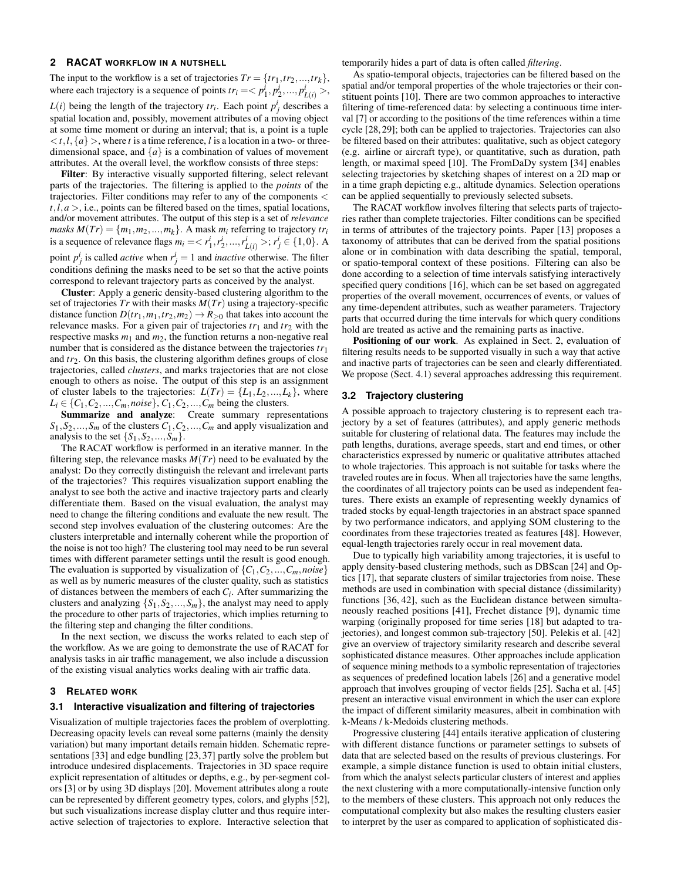## 2 RACAT WORKFLOW IN A NUTSHELL

The input to the workflow is a set of trajectories $Tr = \{tr_1, tr_2, ..., tr_k\}$, where each trajectory is a sequence of points $tr_i = < p^i_1, p^i_2, ..., p^i_{L(i)} >$, $L(i)$ being the length of the trajectory $tr_i$. Each point $p^i_j$ describes a spatial location and, possibly, movement attributes of a moving object at some time moment or during an interval; that is, a point is a tuple $< t, l, \{a\} >$, where $t$ is a time reference, $l$ is a location in a two- or three-dimensional space, and $\{a\}$ is a combination of values of movement attributes. At the overall level, the workflow consists of three steps:

**Filter**: By interactive visually supported filtering, select relevant parts of the trajectories. The filtering is applied to the *points* of the trajectories. Filter conditions may refer to any of the components $< t, l, a >$, i.e., points can be filtered based on the times, spatial locations, and/or movement attributes. The output of this step is a set of *relevance masks* $M(Tr) = \{m_1, m_2, ..., m_k\}$. A mask $m_i$ referring to trajectory $tr_i$ is a sequence of relevance flags $m_i = < r^i_1, r^i_2, ..., r^i_{L(i)} >; r^i_j \in \{1, 0\}$. A point $p^i_j$ is called *active* when $r^i_j = 1$ and *inactive* otherwise. The filter conditions defining the masks need to be set so that the active points correspond to relevant trajectory parts as conceived by the analyst.

**Cluster**: Apply a generic density-based clustering algorithm to the set of trajectories $Tr$ with their masks $M(Tr)$ using a trajectory-specific distance function $D(tr_1, m_1, tr_2, m_2) \rightarrow R_{\geq 0}$ that takes into account the relevance masks. For a given pair of trajectories $tr_1$ and $tr_2$ with the respective masks $m_1$ and $m_2$, the function returns a non-negative real number that is considered as the distance between the trajectories $tr_1$ and $tr_2$. On this basis, the clustering algorithm defines groups of close trajectories, called *clusters*, and marks trajectories that are not close enough to others as noise. The output of this step is an assignment of cluster labels to the trajectories: $L(Tr) = \{L_1, L_2, ..., L_k\}$, where $L_i \in \{C_1, C_2, ..., C_m, noise\}$, $C_1, C_2, ..., C_m$ being the clusters.

**Summarize and analyze**: Create summary representations $S_1, S_2, ..., S_m$ of the clusters $C_1, C_2, ..., C_m$ and apply visualization and analysis to the set $\{S_1, S_2, ..., S_m\}$.

The RACAT workflow is performed in an iterative manner. In the filtering step, the relevance masks $M(Tr)$ need to be evaluated by the analyst: Do they correctly distinguish the relevant and irrelevant parts of the trajectories? This requires visualization support enabling the analyst to see both the active and inactive trajectory parts and clearly differentiate them. Based on the visual evaluation, the analyst may need to change the filtering conditions and evaluate the new result. The second step involves evaluation of the clustering outcomes: Are the clusters interpretable and internally coherent while the proportion of the noise is not too high? The clustering tool may need to be run several times with different parameter settings until the result is good enough. The evaluation is supported by visualization of $\{C_1, C_2, ..., C_m, noise\}$ as well as by numeric measures of the cluster quality, such as statistics of distances between the members of each $C_i$. After summarizing the clusters and analyzing $\{S_1, S_2, ..., S_m\}$, the analyst may need to apply the procedure to other parts of trajectories, which implies returning to the filtering step and changing the filter conditions.

In the next section, we discuss the works related to each step of the workflow. As we are going to demonstrate the use of RACAT for analysis tasks in air traffic management, we also include a discussion of the existing visual analytics works dealing with air traffic data.

## 3 RELATED WORK

### 3.1 Interactive visualization and filtering of trajectories

Visualization of multiple trajectories faces the problem of overplotting. Decreasing opacity levels can reveal some patterns (mainly the density variation) but many important details remain hidden. Schematic representations [33] and edge bundling [23, 37] partly solve the problem but introduce undesired displacements. Trajectories in 3D space require explicit representation of altitudes or depths, e.g., by per-segment colors [3] or by using 3D displays [20]. Movement attributes along a route can be represented by different geometry types, colors, and glyphs [52], but such visualizations increase display clutter and thus require interactive selection of trajectories to explore. Interactive selection that temporarily hides a part of data is often called *filtering*.

As spatio-temporal objects, trajectories can be filtered based on the spatial and/or temporal properties of the whole trajectories or their constituent points [10]. There are two common approaches to interactive filtering of time-referenced data: by selecting a continuous time interval [7] or according to the positions of the time references within a time cycle [28, 29]; both can be applied to trajectories. Trajectories can also be filtered based on their attributes: qualitative, such as object category (e.g. airline or aircraft type), or quantitative, such as duration, path length, or maximal speed [10]. The FromDaDy system [34] enables selecting trajectories by sketching shapes of interest on a 2D map or in a time graph depicting e.g., altitude dynamics. Selection operations can be applied sequentially to previously selected subsets.

The RACAT workflow involves filtering that selects parts of trajectories rather than complete trajectories. Filter conditions can be specified in terms of attributes of the trajectory points. Paper [13] proposes a taxonomy of attributes that can be derived from the spatial positions alone or in combination with data describing the spatial, temporal, or spatio-temporal context of these positions. Filtering can also be done according to a selection of time intervals satisfying interactively specified query conditions [16], which can be set based on aggregated properties of the overall movement, occurrences of events, or values of any time-dependent attributes, such as weather parameters. Trajectory parts that occurred during the time intervals for which query conditions hold are treated as active and the remaining parts as inactive.

**Positioning of our work**. As explained in Sect. 2, evaluation of filtering results needs to be supported visually in such a way that active and inactive parts of trajectories can be seen and clearly differentiated. We propose (Sect. 4.1) several approaches addressing this requirement.

### 3.2 Trajectory clustering

A possible approach to trajectory clustering is to represent each trajectory by a set of features (attributes), and apply generic methods suitable for clustering of relational data. The features may include the path lengths, durations, average speeds, start and end times, or other characteristics expressed by numeric or qualitative attributes attached to whole trajectories. This approach is not suitable for tasks where the traveled routes are in focus. When all trajectories have the same lengths, the coordinates of all trajectory points can be used as independent features. There exists an example of representing weekly dynamics of traded stocks by equal-length trajectories in an abstract space spanned by two performance indicators, and applying SOM clustering to the coordinates from these trajectories treated as features [48]. However, equal-length trajectories rarely occur in real movement data.

Due to typically high variability among trajectories, it is useful to apply density-based clustering methods, such as DBScan [24] and Optics [17], that separate clusters of similar trajectories from noise. These methods are used in combination with special distance (dissimilarity) functions [36, 42], such as the Euclidean distance between simultaneously reached positions [41], Frechet distance [9], dynamic time warping (originally proposed for time series [18] but adapted to trajectories), and longest common sub-trajectory [50]. Pelekis et al. [42] give an overview of trajectory similarity research and describe several sophisticated distance measures. Other approaches include application of sequence mining methods to a symbolic representation of trajectories as sequences of predefined location labels [26] and a generative model approach that involves grouping of vector fields [25]. Sacha et al. [45] present an interactive visual environment in which the user can explore the impact of different similarity measures, albeit in combination with k-Means / k-Medoids clustering methods.

Progressive clustering [44] entails iterative application of clustering with different distance functions or parameter settings to subsets of data that are selected based on the results of previous clusterings. For example, a simple distance function is used to obtain initial clusters, from which the analyst selects particular clusters of interest and applies the next clustering with a more computationally-intensive function only to the members of these clusters. This approach not only reduces the computational complexity but also makes the resulting clusters easier to interpret by the user as compared to application of sophisticated dis-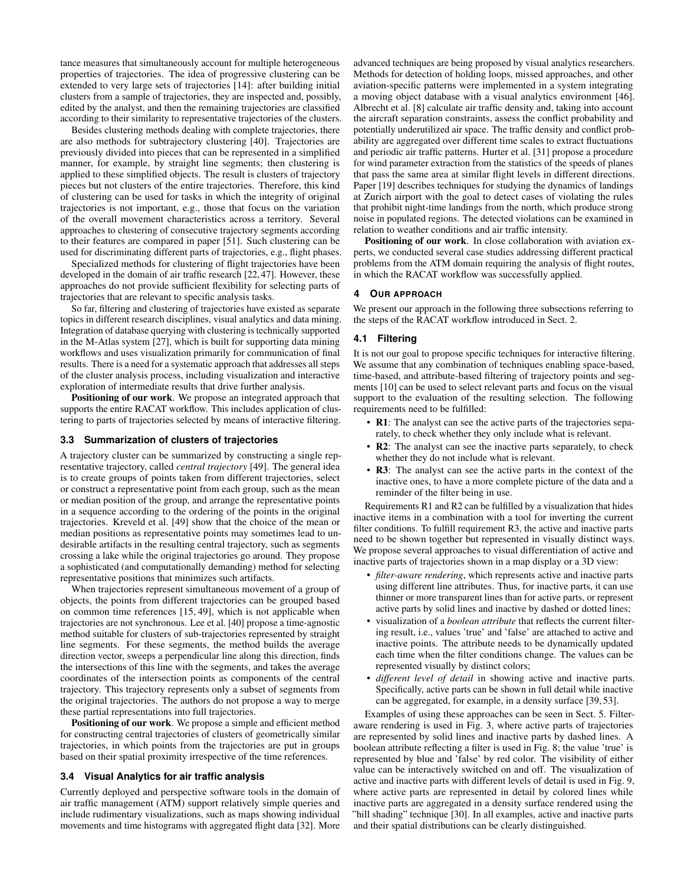tance measures that simultaneously account for multiple heterogeneous properties of trajectories. The idea of progressive clustering can be extended to very large sets of trajectories [14]: after building initial clusters from a sample of trajectories, they are inspected and, possibly, edited by the analyst, and then the remaining trajectories are classified according to their similarity to representative trajectories of the clusters.

Besides clustering methods dealing with complete trajectories, there are also methods for subtrajectory clustering [40]. Trajectories are previously divided into pieces that can be represented in a simplified manner, for example, by straight line segments; then clustering is applied to these simplified objects. The result is clusters of trajectory pieces but not clusters of the entire trajectories. Therefore, this kind of clustering can be used for tasks in which the integrity of original trajectories is not important, e.g., those that focus on the variation of the overall movement characteristics across a territory. Several approaches to clustering of consecutive trajectory segments according to their features are compared in paper [51]. Such clustering can be used for discriminating different parts of trajectories, e.g., flight phases.

Specialized methods for clustering of flight trajectories have been developed in the domain of air traffic research [22, 47]. However, these approaches do not provide sufficient flexibility for selecting parts of trajectories that are relevant to specific analysis tasks.

So far, filtering and clustering of trajectories have existed as separate topics in different research disciplines, visual analytics and data mining. Integration of database querying with clustering is technically supported in the M-Atlas system [27], which is built for supporting data mining workflows and uses visualization primarily for communication of final results. There is a need for a systematic approach that addresses all steps of the cluster analysis process, including visualization and interactive exploration of intermediate results that drive further analysis.

**Positioning of our work**. We propose an integrated approach that supports the entire RACAT workflow. This includes application of clustering to parts of trajectories selected by means of interactive filtering.

### 3.3 Summarization of clusters of trajectories

A trajectory cluster can be summarized by constructing a single representative trajectory, called *central trajectory* [49]. The general idea is to create groups of points taken from different trajectories, select or construct a representative point from each group, such as the mean or median position of the group, and arrange the representative points in a sequence according to the ordering of the points in the original trajectories. Kreveld et al. [49] show that the choice of the mean or median positions as representative points may sometimes lead to undesirable artifacts in the resulting central trajectory, such as segments crossing a lake while the original trajectories go around. They propose a sophisticated (and computationally demanding) method for selecting representative positions that minimizes such artifacts.

When trajectories represent simultaneous movement of a group of objects, the points from different trajectories can be grouped based on common time references [15, 49], which is not applicable when trajectories are not synchronous. Lee et al. [40] propose a time-agnostic method suitable for clusters of sub-trajectories represented by straight line segments. For these segments, the method builds the average direction vector, sweeps a perpendicular line along this direction, finds the intersections of this line with the segments, and takes the average coordinates of the intersection points as components of the central trajectory. This trajectory represents only a subset of segments from the original trajectories. The authors do not propose a way to merge these partial representations into full trajectories.

**Positioning of our work**. We propose a simple and efficient method for constructing central trajectories of clusters of geometrically similar trajectories, in which points from the trajectories are put in groups based on their spatial proximity irrespective of the time references.

### 3.4 Visual Analytics for air traffic analysis

Currently deployed and perspective software tools in the domain of air traffic management (ATM) support relatively simple queries and include rudimentary visualizations, such as maps showing individual movements and time histograms with aggregated flight data [32]. More advanced techniques are being proposed by visual analytics researchers. Methods for detection of holding loops, missed approaches, and other aviation-specific patterns were implemented in a system integrating a moving object database with a visual analytics environment [46]. Albrecht et al. [8] calculate air traffic density and, taking into account the aircraft separation constraints, assess the conflict probability and potentially underutilized air space. The traffic density and conflict probability are aggregated over different time scales to extract fluctuations and periodic air traffic patterns. Hurter et al. [31] propose a procedure for wind parameter extraction from the statistics of the speeds of planes that pass the same area at similar flight levels in different directions. Paper [19] describes techniques for studying the dynamics of landings at Zurich airport with the goal to detect cases of violating the rules that prohibit night-time landings from the north, which produce strong noise in populated regions. The detected violations can be examined in relation to weather conditions and air traffic intensity.

**Positioning of our work**. In close collaboration with aviation experts, we conducted several case studies addressing different practical problems from the ATM domain requiring the analysis of flight routes, in which the RACAT workflow was successfully applied.

## 4 Our approach

We present our approach in the following three subsections referring to the steps of the RACAT workflow introduced in Sect. 2.

### 4.1 Filtering

It is not our goal to propose specific techniques for interactive filtering. We assume that any combination of techniques enabling space-based, time-based, and attribute-based filtering of trajectory points and segments [10] can be used to select relevant parts and focus on the visual support to the evaluation of the resulting selection. The following requirements need to be fulfilled:

- **R1**: The analyst can see the active parts of the trajectories separately, to check whether they only include what is relevant.
- **R2**: The analyst can see the inactive parts separately, to check whether they do not include what is relevant.
- **R3**: The analyst can see the active parts in the context of the inactive ones, to have a more complete picture of the data and a reminder of the filter being in use.

Requirements R1 and R2 can be fulfilled by a visualization that hides inactive items in a combination with a tool for inverting the current filter conditions. To fulfill requirement R3, the active and inactive parts need to be shown together but represented in visually distinct ways. We propose several approaches to visual differentiation of active and inactive parts of trajectories shown in a map display or a 3D view:

- *filter-aware rendering*, which represents active and inactive parts using different line attributes. Thus, for inactive parts, it can use thinner or more transparent lines than for active parts, or represent active parts by solid lines and inactive by dashed or dotted lines;
- visualization of a *boolean attribute* that reflects the current filtering result, i.e., values 'true' and 'false' are attached to active and inactive points. The attribute needs to be dynamically updated each time when the filter conditions change. The values can be represented visually by distinct colors;
- *different level of detail* in showing active and inactive parts. Specifically, active parts can be shown in full detail while inactive can be aggregated, for example, in a density surface [39, 53].

Examples of using these approaches can be seen in Sect. 5. Filter-aware rendering is used in Fig. 3, where active parts of trajectories are represented by solid lines and inactive parts by dashed lines. A boolean attribute reflecting a filter is used in Fig. 8; the value 'true' is represented by blue and 'false' by red color. The visibility of either value can be interactively switched on and off. The visualization of active and inactive parts with different levels of detail is used in Fig. 9, where active parts are represented in detail by colored lines while inactive parts are aggregated in a density surface rendered using the "hill shading" technique [30]. In all examples, active and inactive parts and their spatial distributions can be clearly distinguished.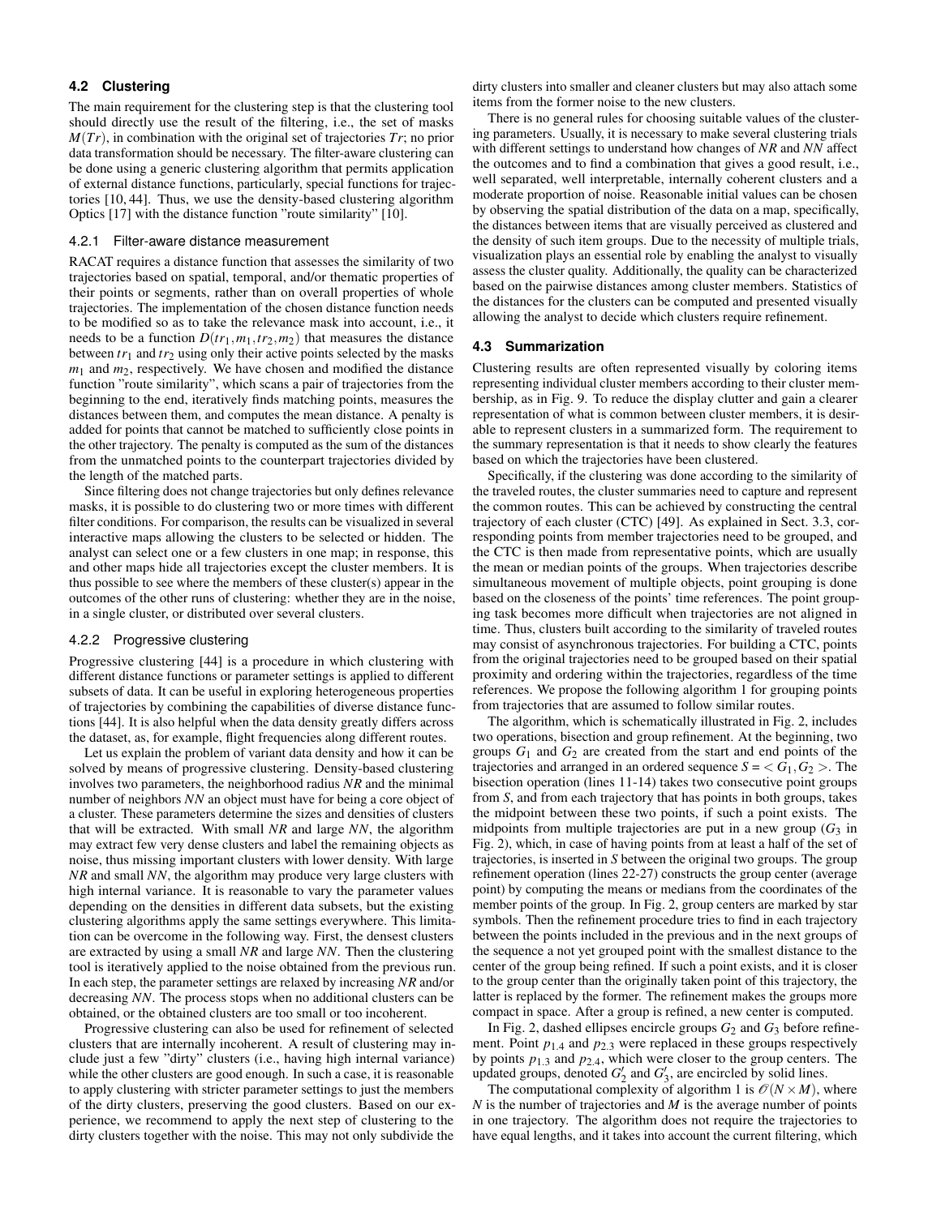### 4.2 Clustering

The main requirement for the clustering step is that the clustering tool should directly use the result of the filtering, i.e., the set of masks $M(Tr)$, in combination with the original set of trajectories $Tr$; no prior data transformation should be necessary. The filter-aware clustering can be done using a generic clustering algorithm that permits application of external distance functions, particularly, special functions for trajectories [10, 44]. Thus, we use the density-based clustering algorithm Optics [17] with the distance function "route similarity" [10].

#### 4.2.1 Filter-aware distance measurement

RACAT requires a distance function that assesses the similarity of two trajectories based on spatial, temporal, and/or thematic properties of their points or segments, rather than on overall properties of whole trajectories. The implementation of the chosen distance function needs to be modified so as to take the relevance mask into account, i.e., it needs to be a function $D(tr_1, m_1, tr_2, m_2)$ that measures the distance between $tr_1$ and $tr_2$ using only their active points selected by the masks $m_1$ and $m_2$, respectively. We have chosen and modified the distance function "route similarity", which scans a pair of trajectories from the beginning to the end, iteratively finds matching points, measures the distances between them, and computes the mean distance. A penalty is added for points that cannot be matched to sufficiently close points in the other trajectory. The penalty is computed as the sum of the distances from the unmatched points to the counterpart trajectories divided by the length of the matched parts.

Since filtering does not change trajectories but only defines relevance masks, it is possible to do clustering two or more times with different filter conditions. For comparison, the results can be visualized in several interactive maps allowing the clusters to be selected or hidden. The analyst can select one or a few clusters in one map; in response, this and other maps hide all trajectories except the cluster members. It is thus possible to see where the members of these cluster(s) appear in the outcomes of the other runs of clustering: whether they are in the noise, in a single cluster, or distributed over several clusters.

#### 4.2.2 Progressive clustering

Progressive clustering [44] is a procedure in which clustering with different distance functions or parameter settings is applied to different subsets of data. It can be useful in exploring heterogeneous properties of trajectories by combining the capabilities of diverse distance functions [44]. It is also helpful when the data density greatly differs across the dataset, as, for example, flight frequencies along different routes.

Let us explain the problem of variant data density and how it can be solved by means of progressive clustering. Density-based clustering involves two parameters, the neighborhood radius *NR* and the minimal number of neighbors *NN* an object must have for being a core object of a cluster. These parameters determine the sizes and densities of clusters that will be extracted. With small *NR* and large *NN*, the algorithm may extract few very dense clusters and label the remaining objects as noise, thus missing important clusters with lower density. With large *NR* and small *NN*, the algorithm may produce very large clusters with high internal variance. It is reasonable to vary the parameter values depending on the densities in different data subsets, but the existing clustering algorithms apply the same settings everywhere. This limitation can be overcome in the following way. First, the densest clusters are extracted by using a small *NR* and large *NN*. Then the clustering tool is iteratively applied to the noise obtained from the previous run. In each step, the parameter settings are relaxed by increasing *NR* and/or decreasing *NN*. The process stops when no additional clusters can be obtained, or the obtained clusters are too small or too incoherent.

Progressive clustering can also be used for refinement of selected clusters that are internally incoherent. A result of clustering may include just a few "dirty" clusters (i.e., having high internal variance) while the other clusters are good enough. In such a case, it is reasonable to apply clustering with stricter parameter settings to just the members of the dirty clusters, preserving the good clusters. Based on our experience, we recommend to apply the next step of clustering to the dirty clusters together with the noise. This may not only subdivide the dirty clusters into smaller and cleaner clusters but may also attach some items from the former noise to the new clusters.

There is no general rules for choosing suitable values of the clustering parameters. Usually, it is necessary to make several clustering trials with different settings to understand how changes of *NR* and *NN* affect the outcomes and to find a combination that gives a good result, i.e., well separated, well interpretable, internally coherent clusters and a moderate proportion of noise. Reasonable initial values can be chosen by observing the spatial distribution of the data on a map, specifically, the distances between items that are visually perceived as clustered and the density of such item groups. Due to the necessity of multiple trials, visualization plays an essential role by enabling the analyst to visually assess the cluster quality. Additionally, the quality can be characterized based on the pairwise distances among cluster members. Statistics of the distances for the clusters can be computed and presented visually allowing the analyst to decide which clusters require refinement.

### 4.3 Summarization

Clustering results are often represented visually by coloring items representing individual cluster members according to their cluster membership, as in Fig. 9. To reduce the display clutter and gain a clearer representation of what is common between cluster members, it is desirable to represent clusters in a summarized form. The requirement to the summary representation is that it needs to show clearly the features based on which the trajectories have been clustered.

Specifically, if the clustering was done according to the similarity of the traveled routes, the cluster summaries need to capture and represent the common routes. This can be achieved by constructing the central trajectory of each cluster (CTC) [49]. As explained in Sect. 3.3, corresponding points from member trajectories need to be grouped, and the CTC is then made from representative points, which are usually the mean or median points of the groups. When trajectories describe simultaneous movement of multiple objects, point grouping is done based on the closeness of the points' time references. The point grouping task becomes more difficult when trajectories are not aligned in time. Thus, clusters built according to the similarity of traveled routes may consist of asynchronous trajectories. For building a CTC, points from the original trajectories need to be grouped based on their spatial proximity and ordering within the trajectories, regardless of the time references. We propose the following algorithm 1 for grouping points from trajectories that are assumed to follow similar routes.

The algorithm, which is schematically illustrated in Fig. 2, includes two operations, bisection and group refinement. At the beginning, two groups $G_1$ and $G_2$ are created from the start and end points of the trajectories and arranged in an ordered sequence $S = <G_1, G_2>$. The bisection operation (lines 11-14) takes two consecutive point groups from $S$, and from each trajectory that has points in both groups, takes the midpoint between these two points, if such a point exists. The midpoints from multiple trajectories are put in a new group ($G_3$ in Fig. 2), which, in case of having points from at least a half of the set of trajectories, is inserted in $S$ between the original two groups. The group refinement operation (lines 22-27) constructs the group center (average point) by computing the means or medians from the coordinates of the member points of the group. In Fig. 2, group centers are marked by star symbols. Then the refinement procedure tries to find in each trajectory between the points included in the previous and in the next groups of the sequence a not yet grouped point with the smallest distance to the center of the group being refined. If such a point exists, and it is closer to the group center than the originally taken point of this trajectory, the latter is replaced by the former. The refinement makes the groups more compact in space. After a group is refined, a new center is computed.

In Fig. 2, dashed ellipses encircle groups $G_2$ and $G_3$ before refinement. Point $p_{1.4}$ and $p_{2.3}$ were replaced in these groups respectively by points $p_{1.3}$ and $p_{2.4}$, which were closer to the group centers. The updated groups, denoted $G'_2$ and $G'_3$, are encircled by solid lines.

The computational complexity of algorithm 1 is $\mathcal{O}(N \times M)$, where $N$ is the number of trajectories and $M$ is the average number of points in one trajectory. The algorithm does not require the trajectories to have equal lengths, and it takes into account the current filtering, which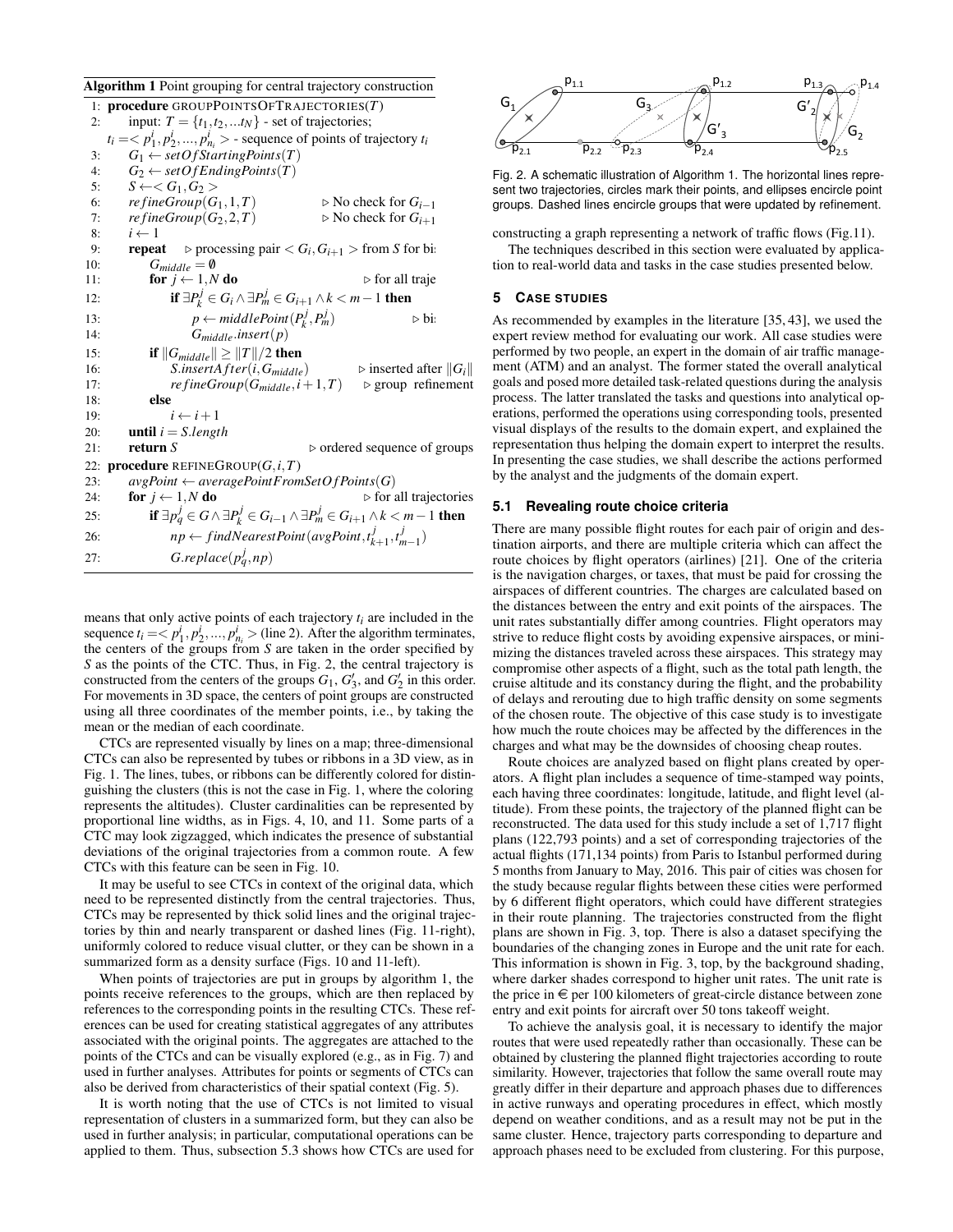**Algorithm 1** Point grouping for central trajectory construction

```
1:  procedure GROUPPOINTSOFTRAJECTORIES(T)
2:      input: T = {t_1, t_2, ...t_N} - set of trajectories;
        t_i = < p^i_1, p^i_2, ..., p^i_{n_i} > - sequence of points of trajectory t_i
3:      G_1 ← setOfStartingPoints(T)
4:      G_2 ← setOfEndingPoints(T)
5:      S ← < G_1, G_2 >
6:      refineGroup(G_1, 1, T)                 ▷ No check for G_{i-1}
7:      refineGroup(G_2, 2, T)                 ▷ No check for G_{i+1}
8:      i ← 1
9:      repeat     ▷ processing pair < G_i, G_{i+1} > from S for bi
10:         G_middle = ∅
11:         for j ← 1, N do                    ▷ for all traje
12:             if ∃P^j_k ∈ G_i ∧ ∃P^j_m ∈ G_{i+1} ∧ k < m − 1 then
13:                 p ← middlePoint(P^j_k, P^j_m)          ▷ bi
14:                 G_middle.insert(p)
15:         if ||G_middle|| ≥ ||T||/2 then
16:             S.insertAfter(i, G_middle)     ▷ inserted after ||G_i||
17:             refineGroup(G_middle, i+1, T)  ▷ group refinement
18:         else
19:             i ← i + 1
20:     until i = S.length
21:     return S                               ▷ ordered sequence of groups
22: procedure REFINEGROUP(G, i, T)
23:     avgPoint ← averagePointFromSetOfPoints(G)
24:     for j ← 1, N do                        ▷ for all trajectories
25:         if ∃p^j_q ∈ G ∧ ∃P^j_k ∈ G_{i-1} ∧ ∃P^j_m ∈ G_{i+1} ∧ k < m − 1 then
26:             np ← findNearestPoint(avgPoint, t^j_{k+1}, t^j_{m-1})
27:             G.replace(p^j_q, np)
```

means that only active points of each trajectory $t_i$ are included in the sequence $t_i = < p^i_1, p^i_2, ..., p^i_{n_i} >$ (line 2). After the algorithm terminates, the centers of the groups from $S$ are taken in the order specified by $S$ as the points of the CTC. Thus, in Fig. 2, the central trajectory is constructed from the centers of the groups $G_1$, $G'_3$, and $G'_2$ in this order. For movements in 3D space, the centers of point groups are constructed using all three coordinates of the member points, i.e., by taking the mean or the median of each coordinate.

CTCs are represented visually by lines on a map; three-dimensional CTCs can also be represented by tubes or ribbons in a 3D view, as in Fig. 1. The lines, tubes, or ribbons can be differently colored for distinguishing the clusters (this is not the case in Fig. 1, where the coloring represents the altitudes). Cluster cardinalities can be represented by proportional line widths, as in Figs. 4, 10, and 11. Some parts of a CTC may look zigzagged, which indicates the presence of substantial deviations of the original trajectories from a common route. A few CTCs with this feature can be seen in Fig. 10.

It may be useful to see CTCs in context of the original data, which need to be represented distinctly from the central trajectories. Thus, CTCs may be represented by thick solid lines and the original trajectories by thin and nearly transparent or dashed lines (Fig. 11-right), uniformly colored to reduce visual clutter, or they can be shown in a summarized form as a density surface (Figs. 10 and 11-left).

When points of trajectories are put in groups by algorithm 1, the points receive references to the groups, which are then replaced by references to the corresponding points in the resulting CTCs. These references can be used for creating statistical aggregates of any attributes associated with the original points. The aggregates are attached to the points of the CTCs and can be visually explored (e.g., as in Fig. 7) and used in further analyses. Attributes for points or segments of CTCs can also be derived from characteristics of their spatial context (Fig. 5).

It is worth noting that the use of CTCs is not limited to visual representation of clusters in a summarized form, but they can also be used in further analysis; in particular, computational operations can be applied to them. Thus, subsection 5.3 shows how CTCs are used for

Fig. 2. A schematic illustration of Algorithm 1. The horizontal lines represent two trajectories, circles mark their points, and ellipses encircle point groups. Dashed lines encircle groups that were updated by refinement.

constructing a graph representing a network of traffic flows (Fig.11).

The techniques described in this section were evaluated by application to real-world data and tasks in the case studies presented below.

## 5 Case Studies

As recommended by examples in the literature [35, 43], we used the expert review method for evaluating our work. All case studies were performed by two people, an expert in the domain of air traffic management (ATM) and an analyst. The former stated the overall analytical goals and posed more detailed task-related questions during the analysis process. The latter translated the tasks and questions into analytical operations, performed the operations using corresponding tools, presented visual displays of the results to the domain expert, and explained the representation thus helping the domain expert to interpret the results. In presenting the case studies, we shall describe the actions performed by the analyst and the judgments of the domain expert.

### 5.1 Revealing route choice criteria

There are many possible flight routes for each pair of origin and destination airports, and there are multiple criteria which can affect the route choices by flight operators (airlines) [21]. One of the criteria is the navigation charges, or taxes, that must be paid for crossing the airspaces of different countries. The charges are calculated based on the distances between the entry and exit points of the airspaces. The unit rates substantially differ among countries. Flight operators may strive to reduce flight costs by avoiding expensive airspaces, or minimizing the distances traveled across these airspaces. This strategy may compromise other aspects of a flight, such as the total path length, the cruise altitude and its constancy during the flight, and the probability of delays and rerouting due to high traffic density on some segments of the chosen route. The objective of this case study is to investigate how much the route choices may be affected by the differences in the charges and what may be the downsides of choosing cheap routes.

Route choices are analyzed based on flight plans created by operators. A flight plan includes a sequence of time-stamped way points, each having three coordinates: longitude, latitude, and flight level (altitude). From these points, the trajectory of the planned flight can be reconstructed. The data used for this study include a set of 1,717 flight plans (122,793 points) and a set of corresponding trajectories of the actual flights (171,134 points) from Paris to Istanbul performed during 5 months from January to May, 2016. This pair of cities was chosen for the study because regular flights between these cities were performed by 6 different flight operators, which could have different strategies in their route planning. The trajectories constructed from the flight plans are shown in Fig. 3, top. There is also a dataset specifying the boundaries of the changing zones in Europe and the unit rate for each. This information is shown in Fig. 3, top, by the background shading, where darker shades correspond to higher unit rates. The unit rate is the price in € per 100 kilometers of great-circle distance between zone entry and exit points for aircraft over 50 tons takeoff weight.

To achieve the analysis goal, it is necessary to identify the major routes that were used repeatedly rather than occasionally. These can be obtained by clustering the planned flight trajectories according to route similarity. However, trajectories that follow the same overall route may greatly differ in their departure and approach phases due to differences in active runways and operating procedures in effect, which mostly depend on weather conditions, and as a result may not be put in the same cluster. Hence, trajectory parts corresponding to departure and approach phases need to be excluded from clustering. For this purpose,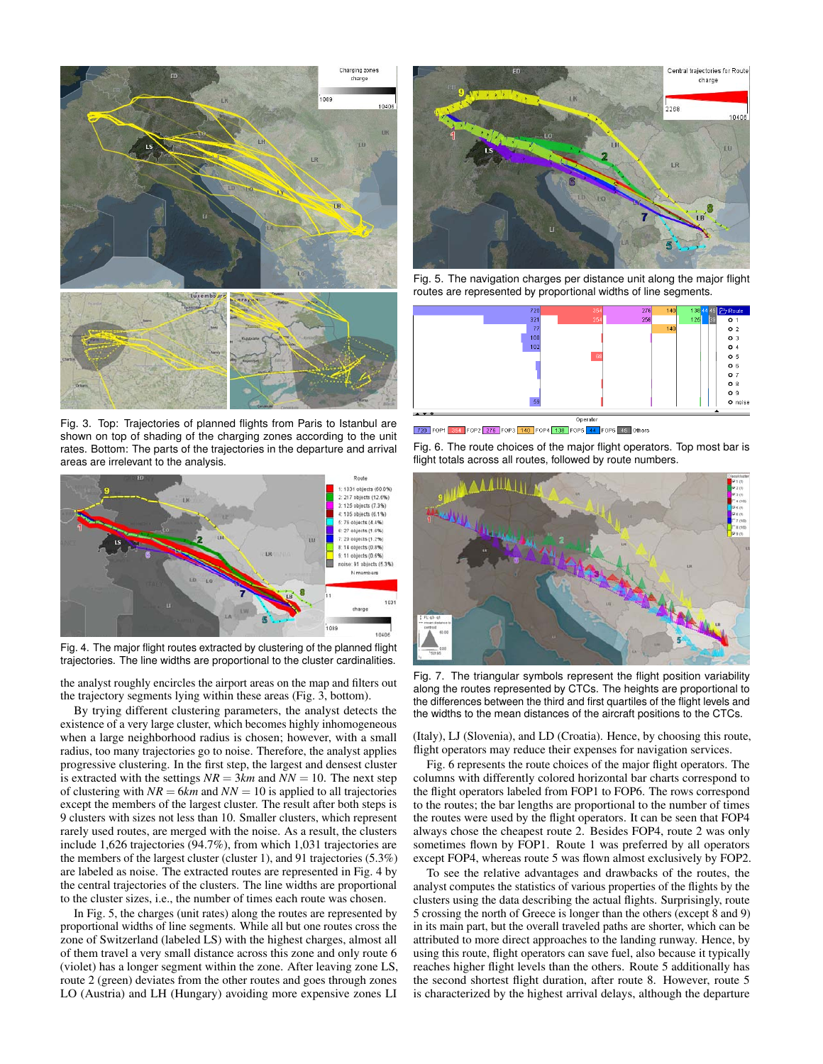Fig. 3. Top: Trajectories of planned flights from Paris to Istanbul are shown on top of shading of the charging zones according to the unit rates. Bottom: The parts of the trajectories in the departure and arrival areas are irrelevant to the analysis.

Fig. 4. The major flight routes extracted by clustering of the planned flight trajectories. The line widths are proportional to the cluster cardinalities.

the analyst roughly encircles the airport areas on the map and filters out the trajectory segments lying within these areas (Fig. 3, bottom).

By trying different clustering parameters, the analyst detects the existence of a very large cluster, which becomes highly inhomogeneous when a large neighborhood radius is chosen; however, with a small radius, too many trajectories go to noise. Therefore, the analyst applies progressive clustering. In the first step, the largest and densest cluster is extracted with the settings $NR = 3km$ and $NN = 10$. The next step of clustering with $NR = 6km$ and $NN = 10$ is applied to all trajectories except the members of the largest cluster. The result after both steps is 9 clusters with sizes not less than 10. Smaller clusters, which represent rarely used routes, are merged with the noise. As a result, the clusters include 1,626 trajectories (94.7%), from which 1,031 trajectories are the members of the largest cluster (cluster 1), and 91 trajectories (5.3%) are labeled as noise. The extracted routes are represented in Fig. 4 by the central trajectories of the clusters. The line widths are proportional to the cluster sizes, i.e., the number of times each route was chosen.

In Fig. 5, the charges (unit rates) along the routes are represented by proportional widths of line segments. While all but one routes cross the zone of Switzerland (labeled LS) with the highest charges, almost all of them travel a very small distance across this zone and only route 6 (violet) has a longer segment within the zone. After leaving zone LS, route 2 (green) deviates from the other routes and goes through zones LO (Austria) and LH (Hungary) avoiding more expensive zones LI (Italy), LJ (Slovenia), and LD (Croatia). Hence, by choosing this route, flight operators may reduce their expenses for navigation services.

Fig. 5. The navigation charges per distance unit along the major flight routes are represented by proportional widths of line segments.

Fig. 6. The route choices of the major flight operators. Top most bar is flight totals across all routes, followed by route numbers.

Fig. 7. The triangular symbols represent the flight position variability along the routes represented by CTCs. The heights are proportional to the differences between the third and first quartiles of the flight levels and the widths to the mean distances of the aircraft positions to the CTCs.

Fig. 6 represents the route choices of the major flight operators. The columns with differently colored horizontal bar charts correspond to the flight operators labeled from FOP1 to FOP6. The rows correspond to the routes; the bar lengths are proportional to the number of times the routes were used by the flight operators. It can be seen that FOP4 always chose the cheapest route 2. Besides FOP4, route 2 was only sometimes flown by FOP1. Route 1 was preferred by all operators except FOP4, whereas route 5 was flown almost exclusively by FOP2.

To see the relative advantages and drawbacks of the routes, the analyst computes the statistics of various properties of the flights by the clusters using the data describing the actual flights. Surprisingly, route 5 crossing the north of Greece is longer than the others (except 8 and 9) in its main part, but the overall traveled paths are shorter, which can be attributed to more direct approaches to the landing runway. Hence, by using this route, flight operators can save fuel, also because it typically reaches higher flight levels than the others. Route 5 additionally has the second shortest flight duration, after route 8. However, route 5 is characterized by the highest arrival delays, although the departure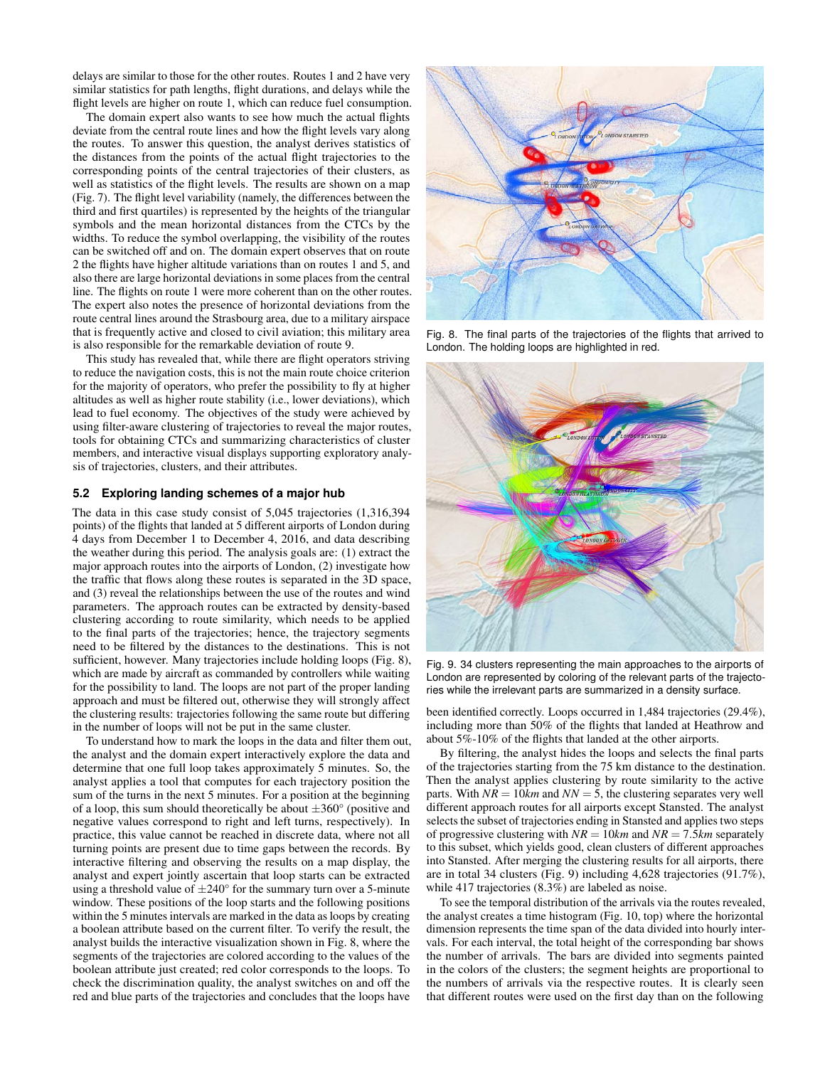delays are similar to those for the other routes. Routes 1 and 2 have very similar statistics for path lengths, flight durations, and delays while the flight levels are higher on route 1, which can reduce fuel consumption.

The domain expert also wants to see how much the actual flights deviate from the central route lines and how the flight levels vary along the routes. To answer this question, the analyst derives statistics of the distances from the points of the actual flight trajectories to the corresponding points of the central trajectories of their clusters, as well as statistics of the flight levels. The results are shown on a map (Fig. 7). The flight level variability (namely, the differences between the third and first quartiles) is represented by the heights of the triangular symbols and the mean horizontal distances from the CTCs by the widths. To reduce the symbol overlapping, the visibility of the routes can be switched off and on. The domain expert observes that on route 2 the flights have higher altitude variations than on routes 1 and 5, and also there are large horizontal deviations in some places from the central line. The flights on route 1 were more coherent than on the other routes. The expert also notes the presence of horizontal deviations from the route central lines around the Strasbourg area, due to a military airspace that is frequently active and closed to civil aviation; this military area is also responsible for the remarkable deviation of route 9.

This study has revealed that, while there are flight operators striving to reduce the navigation costs, this is not the main route choice criterion for the majority of operators, who prefer the possibility to fly at higher altitudes as well as higher route stability (i.e., lower deviations), which lead to fuel economy. The objectives of the study were achieved by using filter-aware clustering of trajectories to reveal the major routes, tools for obtaining CTCs and summarizing characteristics of cluster members, and interactive visual displays supporting exploratory analysis of trajectories, clusters, and their attributes.

### 5.2 Exploring landing schemes of a major hub

The data in this case study consist of 5,045 trajectories (1,316,394 points) of the flights that landed at 5 different airports of London during 4 days from December 1 to December 4, 2016, and data describing the weather during this period. The analysis goals are: (1) extract the major approach routes into the airports of London, (2) investigate how the traffic that flows along these routes is separated in the 3D space, and (3) reveal the relationships between the use of the routes and wind parameters. The approach routes can be extracted by density-based clustering according to route similarity, which needs to be applied to the final parts of the trajectories; hence, the trajectory segments need to be filtered by the distances to the destinations. This is not sufficient, however. Many trajectories include holding loops (Fig. 8), which are made by aircraft as commanded by controllers while waiting for the possibility to land. The loops are not part of the proper landing approach and must be filtered out, otherwise they will strongly affect the clustering results: trajectories following the same route but differing in the number of loops will not be put in the same cluster.

To understand how to mark the loops in the data and filter them out, the analyst and the domain expert interactively explore the data and determine that one full loop takes approximately 5 minutes. So, the analyst applies a tool that computes for each trajectory position the sum of the turns in the next 5 minutes. For a position at the beginning of a loop, this sum should theoretically be about $\pm 360°$ (positive and negative values correspond to right and left turns, respectively). In practice, this value cannot be reached in discrete data, where not all turning points are present due to time gaps between the records. By interactive filtering and observing the results on a map display, the analyst and expert jointly ascertain that loop starts can be extracted using a threshold value of $\pm 240°$ for the summary turn over a 5-minute window. These positions of the loop starts and the following positions within the 5 minutes intervals are marked in the data as loops by creating a boolean attribute based on the current filter. To verify the result, the analyst builds the interactive visualization shown in Fig. 8, where the segments of the trajectories are colored according to the values of the boolean attribute just created; red color corresponds to the loops. To check the discrimination quality, the analyst switches on and off the red and blue parts of the trajectories and concludes that the loops have been identified correctly. Loops occurred in 1,484 trajectories (29.4%), including more than 50% of the flights that landed at Heathrow and about 5%-10% of the flights that landed at the other airports.

Fig. 8. The final parts of the trajectories of the flights that arrived to London. The holding loops are highlighted in red.

Fig. 9. 34 clusters representing the main approaches to the airports of London are represented by coloring of the relevant parts of the trajectories while the irrelevant parts are summarized in a density surface.

By filtering, the analyst hides the loops and selects the final parts of the trajectories starting from the 75 km distance to the destination. Then the analyst applies clustering by route similarity to the active parts. With $NR = 10km$ and $NN = 5$, the clustering separates very well different approach routes for all airports except Stansted. The analyst selects the subset of trajectories ending in Stansted and applies two steps of progressive clustering with $NR = 10km$ and $NR = 7.5km$ separately to this subset, which yields good, clean clusters of different approaches into Stansted. After merging the clustering results for all airports, there are in total 34 clusters (Fig. 9) including 4,628 trajectories (91.7%), while 417 trajectories (8.3%) are labeled as noise.

To see the temporal distribution of the arrivals via the routes revealed, the analyst creates a time histogram (Fig. 10, top) where the horizontal dimension represents the time span of the data divided into hourly intervals. For each interval, the total height of the corresponding bar shows the number of arrivals. The bars are divided into segments painted in the colors of the clusters; the segment heights are proportional to the numbers of arrivals via the respective routes. It is clearly seen that different routes were used on the first day than on the following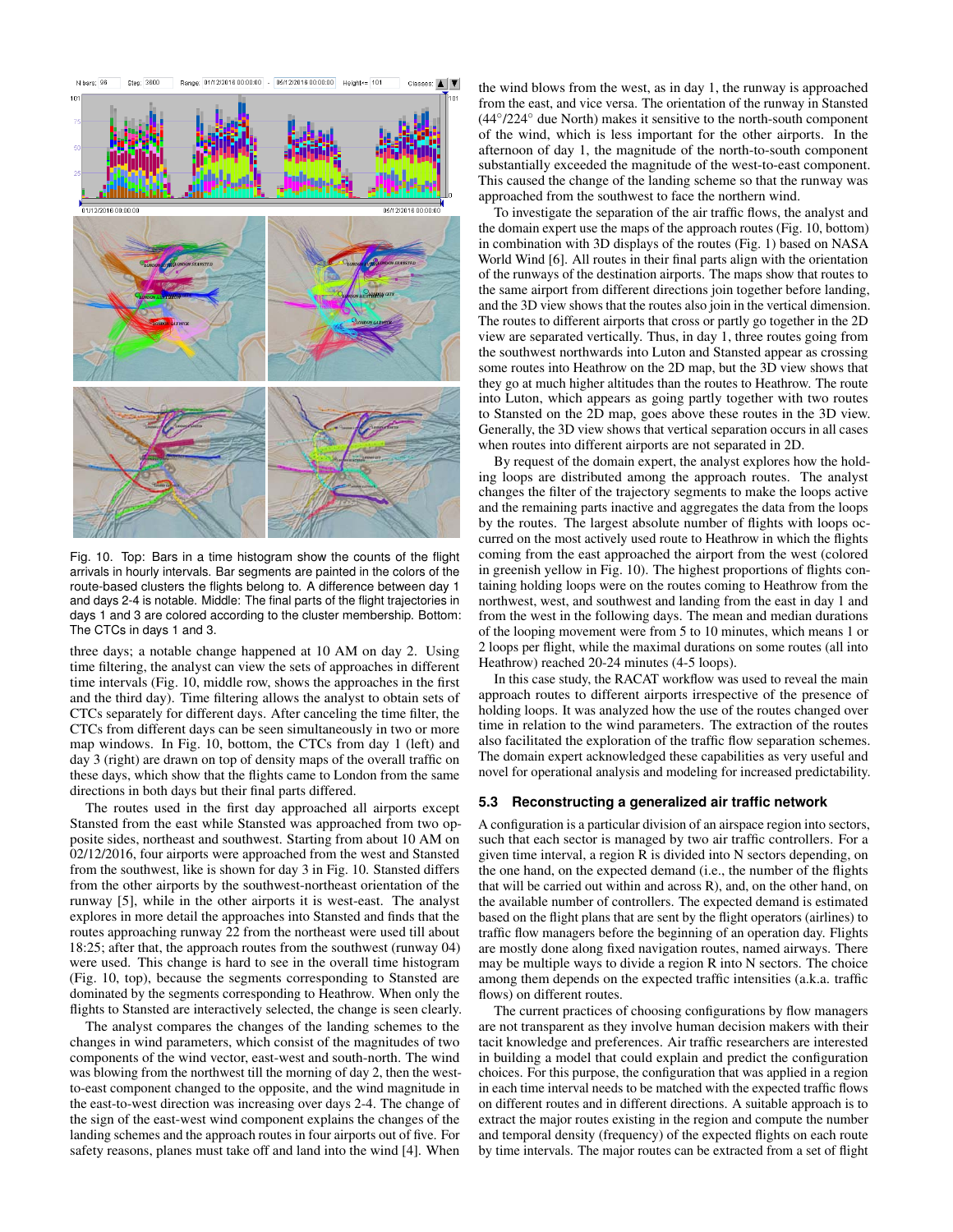Fig. 10. Top: Bars in a time histogram show the counts of the flight arrivals in hourly intervals. Bar segments are painted in the colors of the route-based clusters the flights belong to. A difference between day 1 and days 2-4 is notable. Middle: The final parts of the flight trajectories in days 1 and 3 are colored according to the cluster membership. Bottom: The CTCs in days 1 and 3.

three days; a notable change happened at 10 AM on day 2. Using time filtering, the analyst can view the sets of approaches in different time intervals (Fig. 10, middle row, shows the approaches in the first and the third day). Time filtering allows the analyst to obtain sets of CTCs separately for different days. After canceling the time filter, the CTCs from different days can be seen simultaneously in two or more map windows. In Fig. 10, bottom, the CTCs from day 1 (left) and day 3 (right) are drawn on top of density maps of the overall traffic on these days, which show that the flights came to London from the same directions in both days but their final parts differed.

The routes used in the first day approached all airports except Stansted from the east while Stansted was approached from two opposite sides, northeast and southwest. Starting from about 10 AM on 02/12/2016, four airports were approached from the west and Stansted from the southwest, like is shown for day 3 in Fig. 10. Stansted differs from the other airports by the southwest-northeast orientation of the runway [5], while in the other airports it is west-east. The analyst explores in more detail the approaches into Stansted and finds that the routes approaching runway 22 from the northeast were used till about 18:25; after that, the approach routes from the southwest (runway 04) were used. This change is hard to see in the overall time histogram (Fig. 10, top), because the segments corresponding to Stansted are dominated by the segments corresponding to Heathrow. When only the flights to Stansted are interactively selected, the change is seen clearly.

The analyst compares the changes of the landing schemes to the changes in wind parameters, which consist of the magnitudes of two components of the wind vector, east-west and south-north. The wind was blowing from the northwest till the morning of day 2, then the west-to-east component changed to the opposite, and the wind magnitude in the east-to-west direction was increasing over days 2-4. The change of the sign of the east-west wind component explains the changes of the landing schemes and the approach routes in four airports out of five. For safety reasons, planes must take off and land into the wind [4]. When the wind blows from the west, as in day 1, the runway is approached from the east, and vice versa. The orientation of the runway in Stansted (44°/224° due North) makes it sensitive to the north-south component of the wind, which is less important for the other airports. In the afternoon of day 1, the magnitude of the north-to-south component substantially exceeded the magnitude of the west-to-east component. This caused the change of the landing scheme so that the runway was approached from the southwest to face the northern wind.

To investigate the separation of the air traffic flows, the analyst and the domain expert use the maps of the approach routes (Fig. 10, bottom) in combination with 3D displays of the routes (Fig. 1) based on NASA World Wind [6]. All routes in their final parts align with the orientation of the runways of the destination airports. The maps show that routes to the same airport from different directions join together before landing, and the 3D view shows that the routes also join in the vertical dimension. The routes to different airports that cross or partly go together in the 2D view are separated vertically. Thus, in day 1, three routes going from the southwest northwards into Luton and Stansted appear as crossing some routes into Heathrow on the 2D map, but the 3D view shows that they go at much higher altitudes than the routes to Heathrow. The route into Luton, which appears as going partly together with two routes to Stansted on the 2D map, goes above these routes in the 3D view. Generally, the 3D view shows that vertical separation occurs in all cases when routes into different airports are not separated in 2D.

By request of the domain expert, the analyst explores how the holding loops are distributed among the approach routes. The analyst changes the filter of the trajectory segments to make the loops active and the remaining parts inactive and aggregates the data from the loops by the routes. The largest absolute number of flights with loops occurred on the most actively used route to Heathrow in which the flights coming from the east approached the airport from the west (colored in greenish yellow in Fig. 10). The highest proportions of flights containing holding loops were on the routes coming to Heathrow from the northwest, west, and southwest and landing from the east in day 1 and from the west in the following days. The mean and median durations of the looping movement were from 5 to 10 minutes, which means 1 or 2 loops per flight, while the maximal durations on some routes (all into Heathrow) reached 20-24 minutes (4-5 loops).

In this case study, the RACAT workflow was used to reveal the main approach routes to different airports irrespective of the presence of holding loops. It was analyzed how the use of the routes changed over time in relation to the wind parameters. The extraction of the routes also facilitated the exploration of the traffic flow separation schemes. The domain expert acknowledged these capabilities as very useful and novel for operational analysis and modeling for increased predictability.

### 5.3 Reconstructing a generalized air traffic network

A configuration is a particular division of an airspace region into sectors, such that each sector is managed by two air traffic controllers. For a given time interval, a region R is divided into N sectors depending, on the one hand, on the expected demand (i.e., the number of the flights that will be carried out within and across R), and, on the other hand, on the available number of controllers. The expected demand is estimated based on the flight plans that are sent by the flight operators (airlines) to traffic flow managers before the beginning of an operation day. Flights are mostly done along fixed navigation routes, named airways. There may be multiple ways to divide a region R into N sectors. The choice among them depends on the expected traffic intensities (a.k.a. traffic flows) on different routes.

The current practices of choosing configurations by flow managers are not transparent as they involve human decision makers with their tacit knowledge and preferences. Air traffic researchers are interested in building a model that could explain and predict the configuration choices. For this purpose, the configuration that was applied in a region in each time interval needs to be matched with the expected traffic flows on different routes and in different directions. A suitable approach is to extract the major routes existing in the region and compute the number and temporal density (frequency) of the expected flights on each route by time intervals. The major routes can be extracted from a set of flight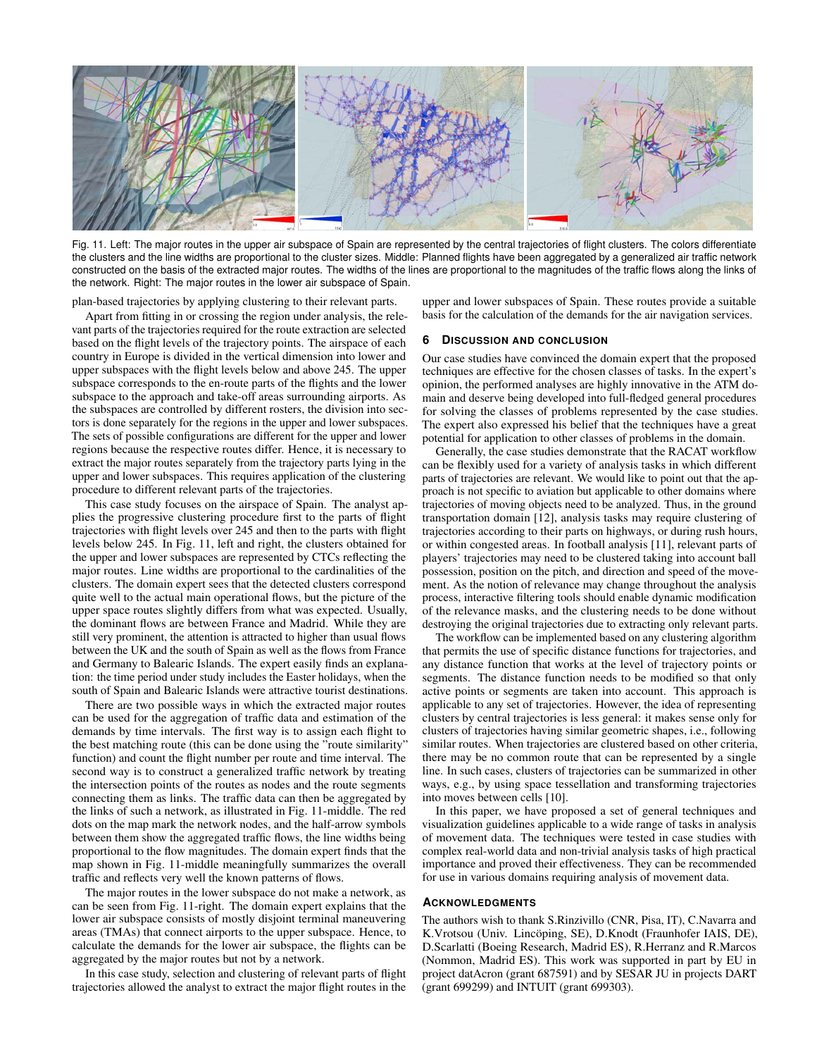Fig. 11. Left: The major routes in the upper air subspace of Spain are represented by the central trajectories of flight clusters. The colors differentiate the clusters and the line widths are proportional to the cluster sizes. Middle: Planned flights have been aggregated by a generalized air traffic network constructed on the basis of the extracted major routes. The widths of the lines are proportional to the magnitudes of the traffic flows along the links of the network. Right: The major routes in the lower air subspace of Spain.

plan-based trajectories by applying clustering to their relevant parts.

Apart from fitting in or crossing the region under analysis, the relevant parts of the trajectories required for the route extraction are selected based on the flight levels of the trajectory points. The airspace of each country in Europe is divided in the vertical dimension into lower and upper subspaces with the flight levels below and above 245. The upper subspace corresponds to the en-route parts of the flights and the lower subspace to the approach and take-off areas surrounding airports. As the subspaces are controlled by different rosters, the division into sectors is done separately for the regions in the upper and lower subspaces. The sets of possible configurations are different for the upper and lower regions because the respective routes differ. Hence, it is necessary to extract the major routes separately from the trajectory parts lying in the upper and lower subspaces. This requires application of the clustering procedure to different relevant parts of the trajectories.

This case study focuses on the airspace of Spain. The analyst applies the progressive clustering procedure first to the parts of flight trajectories with flight levels over 245 and then to the parts with flight levels below 245. In Fig. 11, left and right, the clusters obtained for the upper and lower subspaces are represented by CTCs reflecting the major routes. Line widths are proportional to the cardinalities of the clusters. The domain expert sees that the detected clusters correspond quite well to the actual main operational flows, but the picture of the upper space routes slightly differs from what was expected. Usually, the dominant flows are between France and Madrid. While they are still very prominent, the attention is attracted to higher than usual flows between the UK and the south of Spain as well as the flows from France and Germany to Balearic Islands. The expert easily finds an explanation: the time period under study includes the Easter holidays, when the south of Spain and Balearic Islands were attractive tourist destinations.

There are two possible ways in which the extracted major routes can be used for the aggregation of traffic data and estimation of the demands by time intervals. The first way is to assign each flight to the best matching route (this can be done using the "route similarity" function) and count the flight number per route and time interval. The second way is to construct a generalized traffic network by treating the intersection points of the routes as nodes and the route segments connecting them as links. The traffic data can then be aggregated by the links of such a network, as illustrated in Fig. 11-middle. The red dots on the map mark the network nodes, and the half-arrow symbols between them show the aggregated traffic flows, the line widths being proportional to the flow magnitudes. The domain expert finds that the map shown in Fig. 11-middle meaningfully summarizes the overall traffic and reflects very well the known patterns of flows.

The major routes in the lower subspace do not make a network, as can be seen from Fig. 11-right. The domain expert explains that the lower air subspace consists of mostly disjoint terminal maneuvering areas (TMAs) that connect airports to the upper subspace. Hence, to calculate the demands for the lower air subspace, the flights can be aggregated by the major routes but not by a network.

In this case study, selection and clustering of relevant parts of flight trajectories allowed the analyst to extract the major flight routes in the upper and lower subspaces of Spain. These routes provide a suitable basis for the calculation of the demands for the air navigation services.

## 6 Discussion and conclusion

Our case studies have convinced the domain expert that the proposed techniques are effective for the chosen classes of tasks. In the expert's opinion, the performed analyses are highly innovative in the ATM domain and deserve being developed into full-fledged general procedures for solving the classes of problems represented by the case studies. The expert also expressed his belief that the techniques have a great potential for application to other classes of problems in the domain.

Generally, the case studies demonstrate that the RACAT workflow can be flexibly used for a variety of analysis tasks in which different parts of trajectories are relevant. We would like to point out that the approach is not specific to aviation but applicable to other domains where trajectories of moving objects need to be analyzed. Thus, in the ground transportation domain [12], analysis tasks may require clustering of trajectories according to their parts on highways, or during rush hours, or within congested areas. In football analysis [11], relevant parts of players' trajectories may need to be clustered taking into account ball possession, position on the pitch, and direction and speed of the movement. As the notion of relevance may change throughout the analysis process, interactive filtering tools should enable dynamic modification of the relevance masks, and the clustering needs to be done without destroying the original trajectories due to extracting only relevant parts.

The workflow can be implemented based on any clustering algorithm that permits the use of specific distance functions for trajectories, and any distance function that works at the level of trajectory points or segments. The distance function needs to be modified so that only active points or segments are taken into account. This approach is applicable to any set of trajectories. However, the idea of representing clusters by central trajectories is less general: it makes sense only for clusters of trajectories having similar geometric shapes, i.e., following similar routes. When trajectories are clustered based on other criteria, there may be no common route that can be represented by a single line. In such cases, clusters of trajectories can be summarized in other ways, e.g., by using space tessellation and transforming trajectories into moves between cells [10].

In this paper, we have proposed a set of general techniques and visualization guidelines applicable to a wide range of tasks in analysis of movement data. The techniques were tested in case studies with complex real-world data and non-trivial analysis tasks of high practical importance and proved their effectiveness. They can be recommended for use in various domains requiring analysis of movement data.

## Acknowledgments

The authors wish to thank S.Rinzivillo (CNR, Pisa, IT), C.Navarra and K.Vrotsou (Univ. Lincöping, SE), D.Knodt (Fraunhofer IAIS, DE), D.Scarlatti (Boeing Research, Madrid ES), R.Herranz and R.Marcos (Nommon, Madrid ES). This work was supported in part by EU in project datAcron (grant 687591) and by SESAR JU in projects DART (grant 699299) and INTUIT (grant 699303).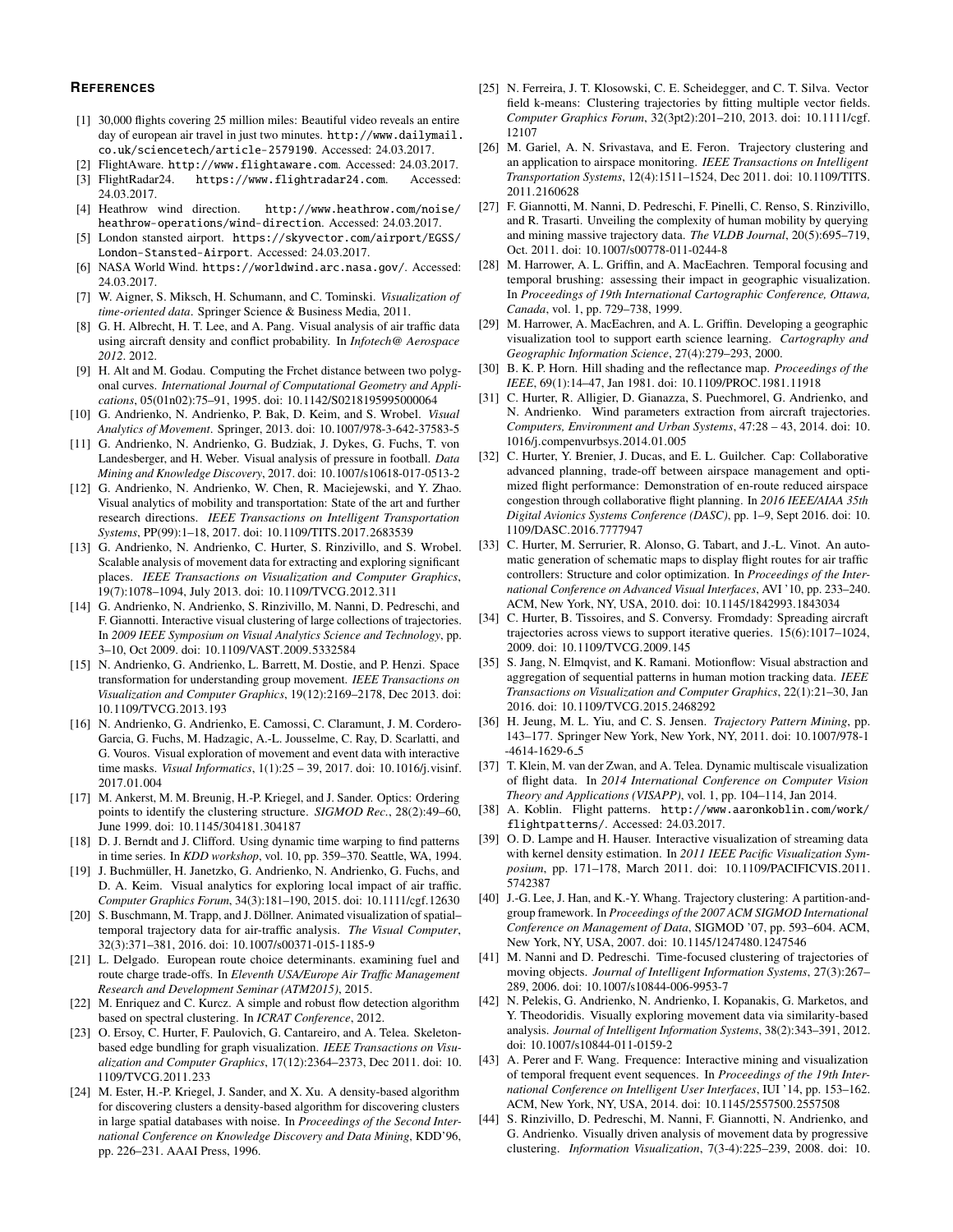## REFERENCES

[1] 30,000 flights covering 25 million miles: Beautiful video reveals an entire day of european air travel in just two minutes. http://www.dailymail.co.uk/sciencetech/article-2579190. Accessed: 24.03.2017.

[2] FlightAware. http://www.flightaware.com. Accessed: 24.03.2017.

[3] FlightRadar24. https://www.flightradar24.com. Accessed: 24.03.2017.

[4] Heathrow wind direction. http://www.heathrow.com/noise/heathrow-operations/wind-direction. Accessed: 24.03.2017.

[5] London stansted airport. https://skyvector.com/airport/EGSS/London-Stansted-Airport. Accessed: 24.03.2017.

[6] NASA World Wind. https://worldwind.arc.nasa.gov/. Accessed: 24.03.2017.

[7] W. Aigner, S. Miksch, H. Schumann, and C. Tominski. *Visualization of time-oriented data*. Springer Science & Business Media, 2011.

[8] G. H. Albrecht, H. T. Lee, and A. Pang. Visual analysis of air traffic data using aircraft density and conflict probability. In *Infotech@ Aerospace 2012*. 2012.

[9] H. Alt and M. Godau. Computing the Frchet distance between two polygonal curves. *International Journal of Computational Geometry and Applications*, 05(01n02):75–91, 1995. doi: 10.1142/S0218195995000064

[10] G. Andrienko, N. Andrienko, P. Bak, D. Keim, and S. Wrobel. *Visual Analytics of Movement*. Springer, 2013. doi: 10.1007/978-3-642-37583-5

[11] G. Andrienko, N. Andrienko, G. Budziak, J. Dykes, G. Fuchs, T. von Landesberger, and H. Weber. Visual analysis of pressure in football. *Data Mining and Knowledge Discovery*, 2017. doi: 10.1007/s10618-017-0513-2

[12] G. Andrienko, N. Andrienko, W. Chen, R. Maciejewski, and Y. Zhao. Visual analytics of mobility and transportation: State of the art and further research directions. *IEEE Transactions on Intelligent Transportation Systems*, PP(99):1–18, 2017. doi: 10.1109/TITS.2017.2683539

[13] G. Andrienko, N. Andrienko, C. Hurter, S. Rinzivillo, and S. Wrobel. Scalable analysis of movement data for extracting and exploring significant places. *IEEE Transactions on Visualization and Computer Graphics*, 19(7):1078–1094, July 2013. doi: 10.1109/TVCG.2012.311

[14] G. Andrienko, N. Andrienko, S. Rinzivillo, M. Nanni, D. Pedreschi, and F. Giannotti. Interactive visual clustering of large collections of trajectories. In *2009 IEEE Symposium on Visual Analytics Science and Technology*, pp. 3–10, Oct 2009. doi: 10.1109/VAST.2009.5332584

[15] N. Andrienko, G. Andrienko, L. Barrett, M. Dostie, and P. Henzi. Space transformation for understanding group movement. *IEEE Transactions on Visualization and Computer Graphics*, 19(12):2169–2178, Dec 2013. doi: 10.1109/TVCG.2013.193

[16] N. Andrienko, G. Andrienko, E. Camossi, C. Claramunt, J. M. Cordero-Garcia, G. Fuchs, M. Hadzagic, A.-L. Jousselme, C. Ray, D. Scarlatti, and G. Vouros. Visual exploration of movement and event data with interactive time masks. *Visual Informatics*, 1(1):25 – 39, 2017. doi: 10.1016/j.visinf.2017.01.004

[17] M. Ankerst, M. M. Breunig, H.-P. Kriegel, and J. Sander. Optics: Ordering points to identify the clustering structure. *SIGMOD Rec.*, 28(2):49–60, June 1999. doi: 10.1145/304181.304187

[18] D. J. Berndt and J. Clifford. Using dynamic time warping to find patterns in time series. In *KDD workshop*, vol. 10, pp. 359–370. Seattle, WA, 1994.

[19] J. Buchmüller, H. Janetzko, G. Andrienko, N. Andrienko, G. Fuchs, and D. A. Keim. Visual analytics for exploring local impact of air traffic. *Computer Graphics Forum*, 34(3):181–190, 2015. doi: 10.1111/cgf.12630

[20] S. Buschmann, M. Trapp, and J. Döllner. Animated visualization of spatial–temporal trajectory data for air-traffic analysis. *The Visual Computer*, 32(3):371–381, 2016. doi: 10.1007/s00371-015-1185-9

[21] L. Delgado. European route choice determinants. examining fuel and route charge trade-offs. In *Eleventh USA/Europe Air Traffic Management Research and Development Seminar (ATM2015)*, 2015.

[22] M. Enriquez and C. Kurcz. A simple and robust flow detection algorithm based on spectral clustering. In *ICRAT Conference*, 2012.

[23] O. Ersoy, C. Hurter, F. Paulovich, G. Cantareiro, and A. Telea. Skeleton-based edge bundling for graph visualization. *IEEE Transactions on Visualization and Computer Graphics*, 17(12):2364–2373, Dec 2011. doi: 10.1109/TVCG.2011.233

[24] M. Ester, H.-P. Kriegel, J. Sander, and X. Xu. A density-based algorithm for discovering clusters a density-based algorithm for discovering clusters in large spatial databases with noise. In *Proceedings of the Second International Conference on Knowledge Discovery and Data Mining*, KDD'96, pp. 226–231. AAAI Press, 1996.

[25] N. Ferreira, J. T. Klosowski, C. E. Scheidegger, and C. T. Silva. Vector field k-means: Clustering trajectories by fitting multiple vector fields. *Computer Graphics Forum*, 32(3pt2):201–210, 2013. doi: 10.1111/cgf.12107

[26] M. Gariel, A. N. Srivastava, and E. Feron. Trajectory clustering and an application to airspace monitoring. *IEEE Transactions on Intelligent Transportation Systems*, 12(4):1511–1524, Dec 2011. doi: 10.1109/TITS.2011.2160628

[27] F. Giannotti, M. Nanni, D. Pedreschi, F. Pinelli, C. Renso, S. Rinzivillo, and R. Trasarti. Unveiling the complexity of human mobility by querying and mining massive trajectory data. *The VLDB Journal*, 20(5):695–719, Oct. 2011. doi: 10.1007/s00778-011-0244-8

[28] M. Harrower, A. L. Griffin, and A. MacEachren. Temporal focusing and temporal brushing: assessing their impact in geographic visualization. In *Proceedings of 19th International Cartographic Conference, Ottawa, Canada*, vol. 1, pp. 729–738, 1999.

[29] M. Harrower, A. MacEachren, and A. L. Griffin. Developing a geographic visualization tool to support earth science learning. *Cartography and Geographic Information Science*, 27(4):279–293, 2000.

[30] B. K. P. Horn. Hill shading and the reflectance map. *Proceedings of the IEEE*, 69(1):14–47, Jan 1981. doi: 10.1109/PROC.1981.11918

[31] C. Hurter, R. Alligier, D. Gianazza, S. Puechmorel, G. Andrienko, and N. Andrienko. Wind parameters extraction from aircraft trajectories. *Computers, Environment and Urban Systems*, 47:28 – 43, 2014. doi: 10.1016/j.compenvurbsys.2014.01.005

[32] C. Hurter, Y. Brenier, J. Ducas, and E. L. Guilcher. Cap: Collaborative advanced planning, trade-off between airspace management and optimized flight performance: Demonstration of en-route reduced airspace congestion through collaborative flight planning. In *2016 IEEE/AIAA 35th Digital Avionics Systems Conference (DASC)*, pp. 1–9, Sept 2016. doi: 10.1109/DASC.2016.7777947

[33] C. Hurter, M. Serrurier, R. Alonso, G. Tabart, and J.-L. Vinot. An automatic generation of schematic maps to display flight routes for air traffic controllers: Structure and color optimization. In *Proceedings of the International Conference on Advanced Visual Interfaces*, AVI '10, pp. 233–240. ACM, New York, NY, USA, 2010. doi: 10.1145/1842993.1843034

[34] C. Hurter, B. Tissoires, and S. Conversy. Fromdady: Spreading aircraft trajectories across views to support iterative queries. 15(6):1017–1024, 2009. doi: 10.1109/TVCG.2009.145

[35] S. Jang, N. Elmqvist, and K. Ramani. Motionflow: Visual abstraction and aggregation of sequential patterns in human motion tracking data. *IEEE Transactions on Visualization and Computer Graphics*, 22(1):21–30, Jan 2016. doi: 10.1109/TVCG.2015.2468292

[36] H. Jeung, M. L. Yiu, and C. S. Jensen. *Trajectory Pattern Mining*, pp. 143–177. Springer New York, New York, NY, 2011. doi: 10.1007/978-1-4614-1629-6_5

[37] T. Klein, M. van der Zwan, and A. Telea. Dynamic multiscale visualization of flight data. In *2014 International Conference on Computer Vision Theory and Applications (VISAPP)*, vol. 1, pp. 104–114, Jan 2014.

[38] A. Koblin. Flight patterns. http://www.aaronkoblin.com/work/flightpatterns/. Accessed: 24.03.2017.

[39] O. D. Lampe and H. Hauser. Interactive visualization of streaming data with kernel density estimation. In *2011 IEEE Pacific Visualization Symposium*, pp. 171–178, March 2011. doi: 10.1109/PACIFICVIS.2011.5742387

[40] J.-G. Lee, J. Han, and K.-Y. Whang. Trajectory clustering: A partition-and-group framework. In *Proceedings of the 2007 ACM SIGMOD International Conference on Management of Data*, SIGMOD '07, pp. 593–604. ACM, New York, NY, USA, 2007. doi: 10.1145/1247480.1247546

[41] M. Nanni and D. Pedreschi. Time-focused clustering of trajectories of moving objects. *Journal of Intelligent Information Systems*, 27(3):267–289, 2006. doi: 10.1007/s10844-006-9953-7

[42] N. Pelekis, G. Andrienko, N. Andrienko, I. Kopanakis, G. Marketos, and Y. Theodoridis. Visually exploring movement data via similarity-based analysis. *Journal of Intelligent Information Systems*, 38(2):343–391, 2012. doi: 10.1007/s10844-011-0159-2

[43] A. Perer and F. Wang. Frequence: Interactive mining and visualization of temporal frequent event sequences. In *Proceedings of the 19th International Conference on Intelligent User Interfaces*, IUI '14, pp. 153–162. ACM, New York, NY, USA, 2014. doi: 10.1145/2557500.2557508

[44] S. Rinzivillo, D. Pedreschi, M. Nanni, F. Giannotti, N. Andrienko, and G. Andrienko. Visually driven analysis of movement data by progressive clustering. *Information Visualization*, 7(3-4):225–239, 2008. doi: 10.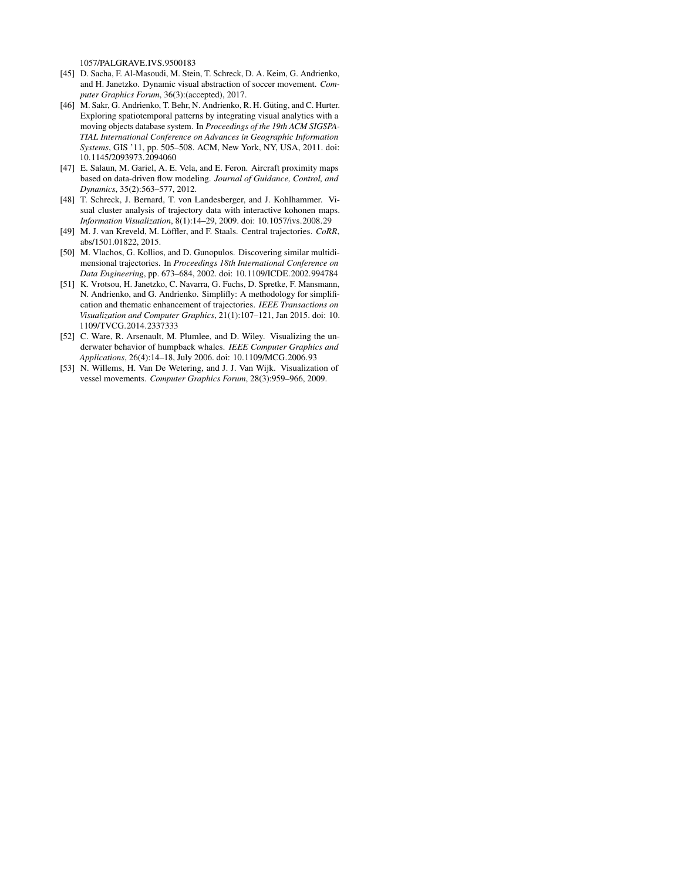1057/PALGRAVE.IVS.9500183

[45] D. Sacha, F. Al-Masoudi, M. Stein, T. Schreck, D. A. Keim, G. Andrienko, and H. Janetzko. Dynamic visual abstraction of soccer movement. *Computer Graphics Forum*, 36(3):(accepted), 2017.

[46] M. Sakr, G. Andrienko, T. Behr, N. Andrienko, R. H. Güting, and C. Hurter. Exploring spatiotemporal patterns by integrating visual analytics with a moving objects database system. In *Proceedings of the 19th ACM SIGSPATIAL International Conference on Advances in Geographic Information Systems*, GIS '11, pp. 505–508. ACM, New York, NY, USA, 2011. doi: 10.1145/2093973.2094060

[47] E. Salaun, M. Gariel, A. E. Vela, and E. Feron. Aircraft proximity maps based on data-driven flow modeling. *Journal of Guidance, Control, and Dynamics*, 35(2):563–577, 2012.

[48] T. Schreck, J. Bernard, T. von Landesberger, and J. Kohlhammer. Visual cluster analysis of trajectory data with interactive kohonen maps. *Information Visualization*, 8(1):14–29, 2009. doi: 10.1057/ivs.2008.29

[49] M. J. van Kreveld, M. Löffler, and F. Staals. Central trajectories. *CoRR*, abs/1501.01822, 2015.

[50] M. Vlachos, G. Kollios, and D. Gunopulos. Discovering similar multidimensional trajectories. In *Proceedings 18th International Conference on Data Engineering*, pp. 673–684, 2002. doi: 10.1109/ICDE.2002.994784

[51] K. Vrotsou, H. Janetzko, C. Navarra, G. Fuchs, D. Spretke, F. Mansmann, N. Andrienko, and G. Andrienko. Simplifly: A methodology for simplification and thematic enhancement of trajectories. *IEEE Transactions on Visualization and Computer Graphics*, 21(1):107–121, Jan 2015. doi: 10.1109/TVCG.2014.2337333

[52] C. Ware, R. Arsenault, M. Plumlee, and D. Wiley. Visualizing the underwater behavior of humpback whales. *IEEE Computer Graphics and Applications*, 26(4):14–18, July 2006. doi: 10.1109/MCG.2006.93

[53] N. Willems, H. Van De Wetering, and J. J. Van Wijk. Visualization of vessel movements. *Computer Graphics Forum*, 28(3):959–966, 2009.